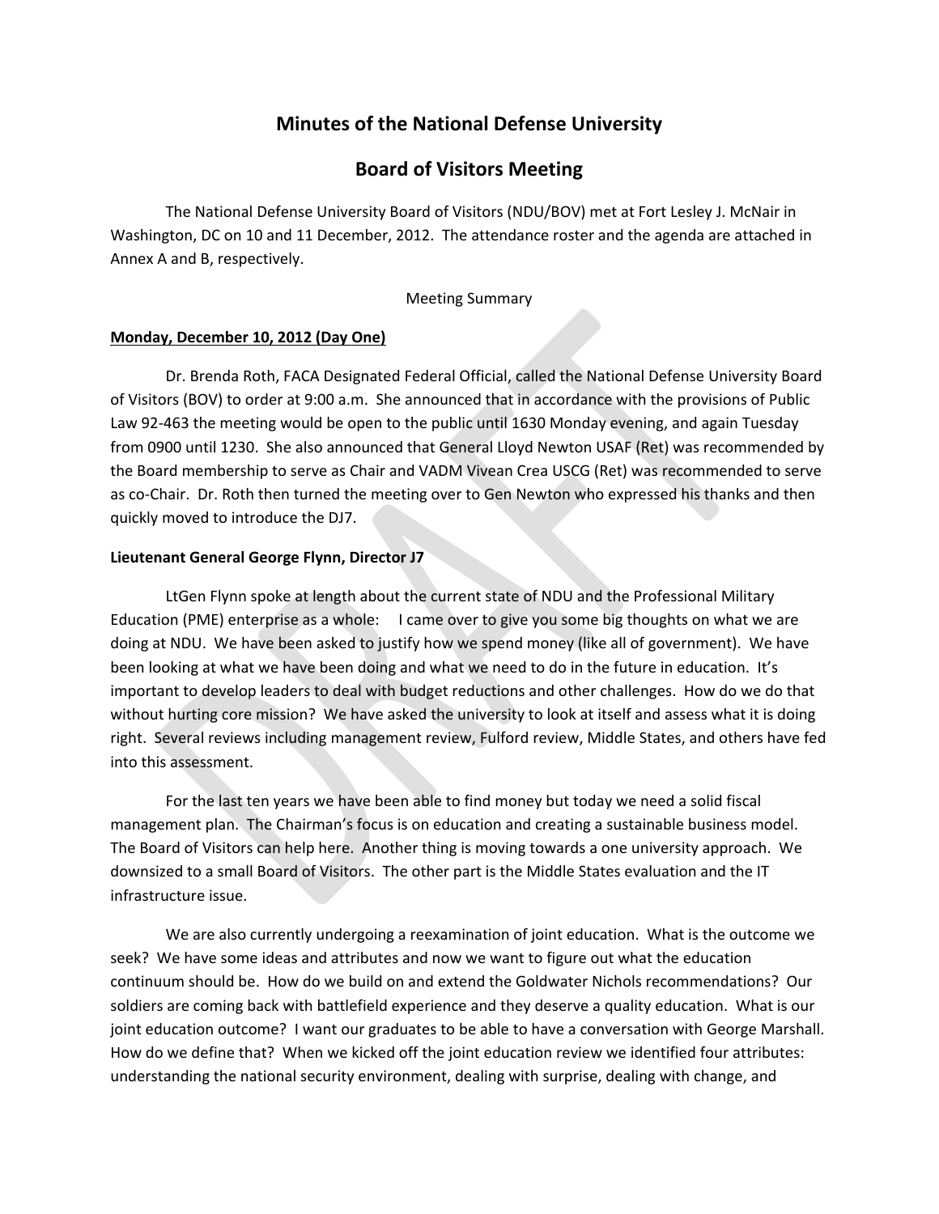# Minutes of the National Defense University

# Board of Visitors Meeting

The National Defense University Board of Visitors (NDU/BOV) met at Fort Lesley J. McNair in Washington, DC on 10 and 11 December, 2012. The attendance roster and the agenda are attached in Annex A and B, respectively.

Meeting Summary

**Monday, December 10, 2012 (Day One)**

Dr. Brenda Roth, FACA Designated Federal Official, called the National Defense University Board of Visitors (BOV) to order at 9:00 a.m. She announced that in accordance with the provisions of Public Law 92-463 the meeting would be open to the public until 1630 Monday evening, and again Tuesday from 0900 until 1230. She also announced that General Lloyd Newton USAF (Ret) was recommended by the Board membership to serve as Chair and VADM Vivean Crea USCG (Ret) was recommended to serve as co-Chair. Dr. Roth then turned the meeting over to Gen Newton who expressed his thanks and then quickly moved to introduce the DJ7.

**Lieutenant General George Flynn, Director J7**

LtGen Flynn spoke at length about the current state of NDU and the Professional Military Education (PME) enterprise as a whole: I came over to give you some big thoughts on what we are doing at NDU. We have been asked to justify how we spend money (like all of government). We have been looking at what we have been doing and what we need to do in the future in education. It's important to develop leaders to deal with budget reductions and other challenges. How do we do that without hurting core mission? We have asked the university to look at itself and assess what it is doing right. Several reviews including management review, Fulford review, Middle States, and others have fed into this assessment.

For the last ten years we have been able to find money but today we need a solid fiscal management plan. The Chairman's focus is on education and creating a sustainable business model. The Board of Visitors can help here. Another thing is moving towards a one university approach. We downsized to a small Board of Visitors. The other part is the Middle States evaluation and the IT infrastructure issue.

We are also currently undergoing a reexamination of joint education. What is the outcome we seek? We have some ideas and attributes and now we want to figure out what the education continuum should be. How do we build on and extend the Goldwater Nichols recommendations? Our soldiers are coming back with battlefield experience and they deserve a quality education. What is our joint education outcome? I want our graduates to be able to have a conversation with George Marshall. How do we define that? When we kicked off the joint education review we identified four attributes: understanding the national security environment, dealing with surprise, dealing with change, and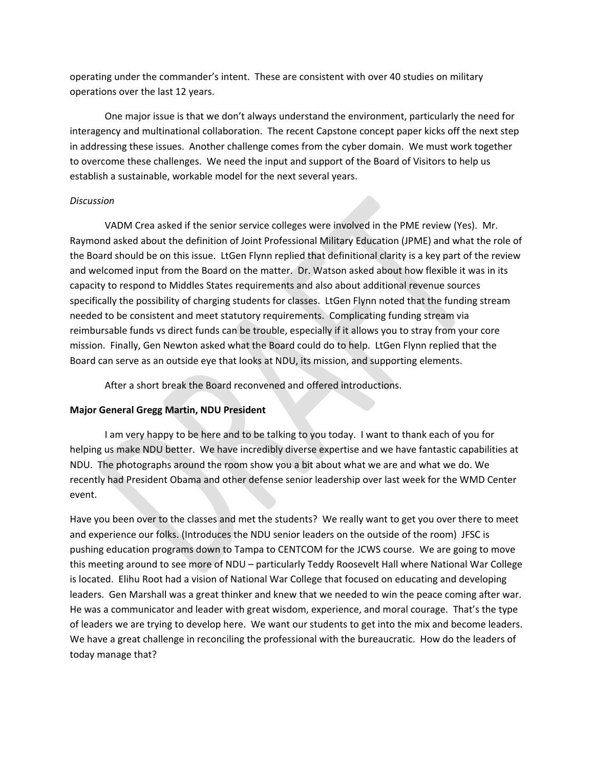operating under the commander's intent. These are consistent with over 40 studies on military operations over the last 12 years.

One major issue is that we don't always understand the environment, particularly the need for interagency and multinational collaboration. The recent Capstone concept paper kicks off the next step in addressing these issues. Another challenge comes from the cyber domain. We must work together to overcome these challenges. We need the input and support of the Board of Visitors to help us establish a sustainable, workable model for the next several years.

*Discussion*

VADM Crea asked if the senior service colleges were involved in the PME review (Yes). Mr. Raymond asked about the definition of Joint Professional Military Education (JPME) and what the role of the Board should be on this issue. LtGen Flynn replied that definitional clarity is a key part of the review and welcomed input from the Board on the matter. Dr. Watson asked about how flexible it was in its capacity to respond to Middles States requirements and also about additional revenue sources specifically the possibility of charging students for classes. LtGen Flynn noted that the funding stream needed to be consistent and meet statutory requirements. Complicating funding stream via reimbursable funds vs direct funds can be trouble, especially if it allows you to stray from your core mission. Finally, Gen Newton asked what the Board could do to help. LtGen Flynn replied that the Board can serve as an outside eye that looks at NDU, its mission, and supporting elements.

After a short break the Board reconvened and offered introductions.

**Major General Gregg Martin, NDU President**

I am very happy to be here and to be talking to you today. I want to thank each of you for helping us make NDU better. We have incredibly diverse expertise and we have fantastic capabilities at NDU. The photographs around the room show you a bit about what we are and what we do. We recently had President Obama and other defense senior leadership over last week for the WMD Center event.

Have you been over to the classes and met the students? We really want to get you over there to meet and experience our folks. (Introduces the NDU senior leaders on the outside of the room) JFSC is pushing education programs down to Tampa to CENTCOM for the JCWS course. We are going to move this meeting around to see more of NDU – particularly Teddy Roosevelt Hall where National War College is located. Elihu Root had a vision of National War College that focused on educating and developing leaders. Gen Marshall was a great thinker and knew that we needed to win the peace coming after war. He was a communicator and leader with great wisdom, experience, and moral courage. That's the type of leaders we are trying to develop here. We want our students to get into the mix and become leaders. We have a great challenge in reconciling the professional with the bureaucratic. How do the leaders of today manage that?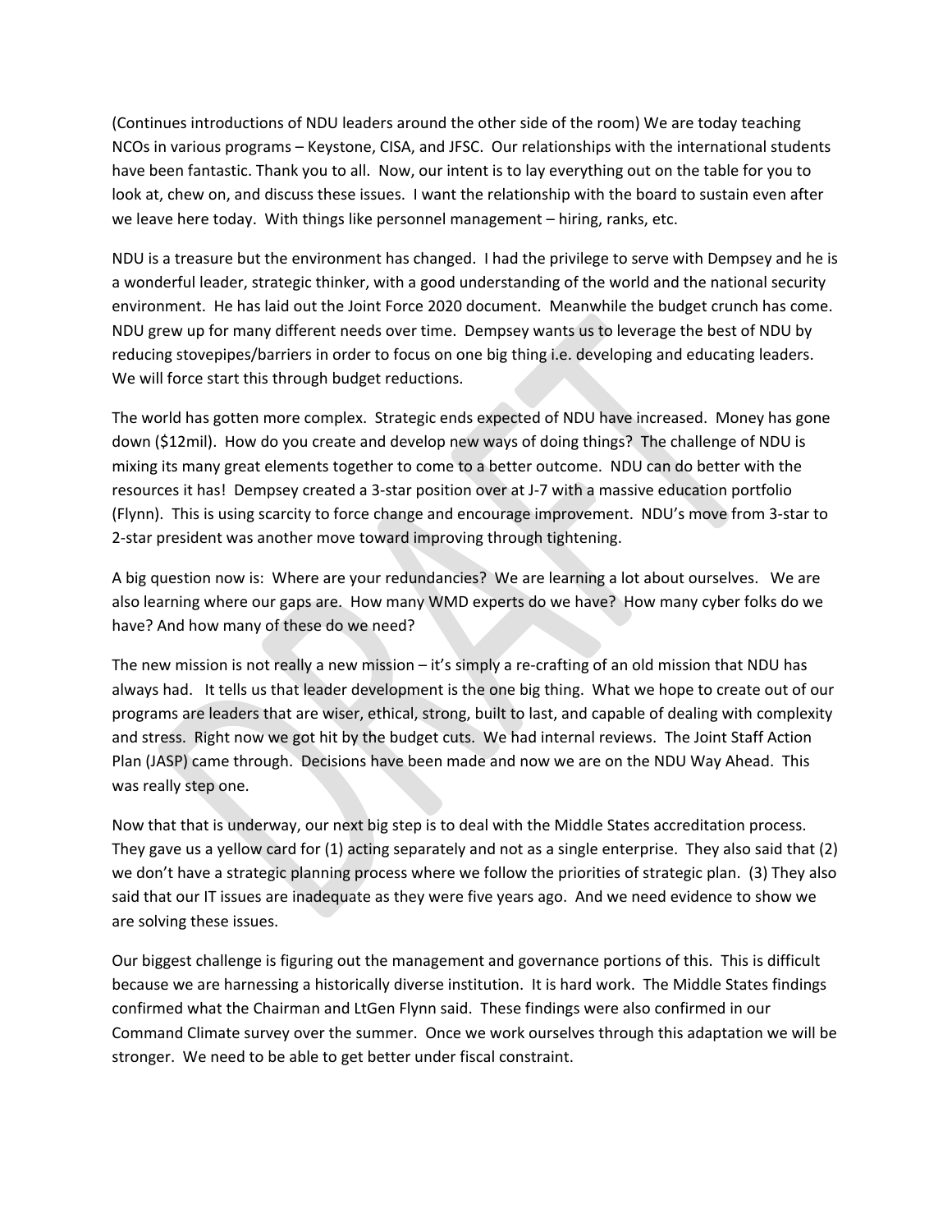(Continues introductions of NDU leaders around the other side of the room) We are today teaching NCOs in various programs – Keystone, CISA, and JFSC. Our relationships with the international students have been fantastic. Thank you to all. Now, our intent is to lay everything out on the table for you to look at, chew on, and discuss these issues. I want the relationship with the board to sustain even after we leave here today. With things like personnel management – hiring, ranks, etc.

NDU is a treasure but the environment has changed. I had the privilege to serve with Dempsey and he is a wonderful leader, strategic thinker, with a good understanding of the world and the national security environment. He has laid out the Joint Force 2020 document. Meanwhile the budget crunch has come. NDU grew up for many different needs over time. Dempsey wants us to leverage the best of NDU by reducing stovepipes/barriers in order to focus on one big thing i.e. developing and educating leaders. We will force start this through budget reductions.

The world has gotten more complex. Strategic ends expected of NDU have increased. Money has gone down ($12mil). How do you create and develop new ways of doing things? The challenge of NDU is mixing its many great elements together to come to a better outcome. NDU can do better with the resources it has! Dempsey created a 3-star position over at J-7 with a massive education portfolio (Flynn). This is using scarcity to force change and encourage improvement. NDU's move from 3-star to 2-star president was another move toward improving through tightening.

A big question now is: Where are your redundancies? We are learning a lot about ourselves. We are also learning where our gaps are. How many WMD experts do we have? How many cyber folks do we have? And how many of these do we need?

The new mission is not really a new mission – it's simply a re-crafting of an old mission that NDU has always had. It tells us that leader development is the one big thing. What we hope to create out of our programs are leaders that are wiser, ethical, strong, built to last, and capable of dealing with complexity and stress. Right now we got hit by the budget cuts. We had internal reviews. The Joint Staff Action Plan (JASP) came through. Decisions have been made and now we are on the NDU Way Ahead. This was really step one.

Now that that is underway, our next big step is to deal with the Middle States accreditation process. They gave us a yellow card for (1) acting separately and not as a single enterprise. They also said that (2) we don't have a strategic planning process where we follow the priorities of strategic plan. (3) They also said that our IT issues are inadequate as they were five years ago. And we need evidence to show we are solving these issues.

Our biggest challenge is figuring out the management and governance portions of this. This is difficult because we are harnessing a historically diverse institution. It is hard work. The Middle States findings confirmed what the Chairman and LtGen Flynn said. These findings were also confirmed in our Command Climate survey over the summer. Once we work ourselves through this adaptation we will be stronger. We need to be able to get better under fiscal constraint.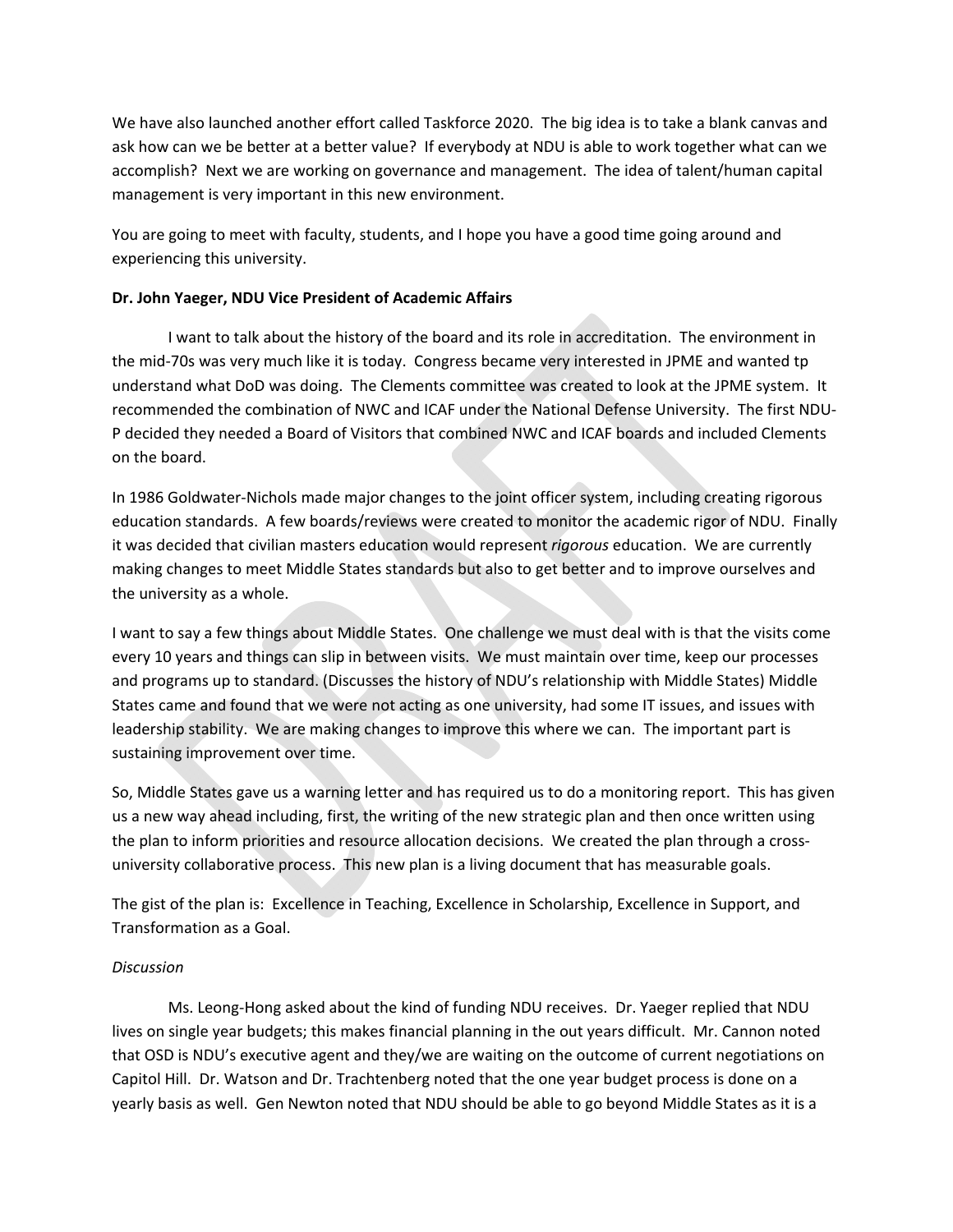We have also launched another effort called Taskforce 2020. The big idea is to take a blank canvas and ask how can we be better at a better value? If everybody at NDU is able to work together what can we accomplish? Next we are working on governance and management. The idea of talent/human capital management is very important in this new environment.

You are going to meet with faculty, students, and I hope you have a good time going around and experiencing this university.

**Dr. John Yaeger, NDU Vice President of Academic Affairs**

I want to talk about the history of the board and its role in accreditation. The environment in the mid-70s was very much like it is today. Congress became very interested in JPME and wanted tp understand what DoD was doing. The Clements committee was created to look at the JPME system. It recommended the combination of NWC and ICAF under the National Defense University. The first NDU-P decided they needed a Board of Visitors that combined NWC and ICAF boards and included Clements on the board.

In 1986 Goldwater-Nichols made major changes to the joint officer system, including creating rigorous education standards. A few boards/reviews were created to monitor the academic rigor of NDU. Finally it was decided that civilian masters education would represent *rigorous* education. We are currently making changes to meet Middle States standards but also to get better and to improve ourselves and the university as a whole.

I want to say a few things about Middle States. One challenge we must deal with is that the visits come every 10 years and things can slip in between visits. We must maintain over time, keep our processes and programs up to standard. (Discusses the history of NDU's relationship with Middle States) Middle States came and found that we were not acting as one university, had some IT issues, and issues with leadership stability. We are making changes to improve this where we can. The important part is sustaining improvement over time.

So, Middle States gave us a warning letter and has required us to do a monitoring report. This has given us a new way ahead including, first, the writing of the new strategic plan and then once written using the plan to inform priorities and resource allocation decisions. We created the plan through a cross-university collaborative process. This new plan is a living document that has measurable goals.

The gist of the plan is: Excellence in Teaching, Excellence in Scholarship, Excellence in Support, and Transformation as a Goal.

*Discussion*

Ms. Leong-Hong asked about the kind of funding NDU receives. Dr. Yaeger replied that NDU lives on single year budgets; this makes financial planning in the out years difficult. Mr. Cannon noted that OSD is NDU's executive agent and they/we are waiting on the outcome of current negotiations on Capitol Hill. Dr. Watson and Dr. Trachtenberg noted that the one year budget process is done on a yearly basis as well. Gen Newton noted that NDU should be able to go beyond Middle States as it is a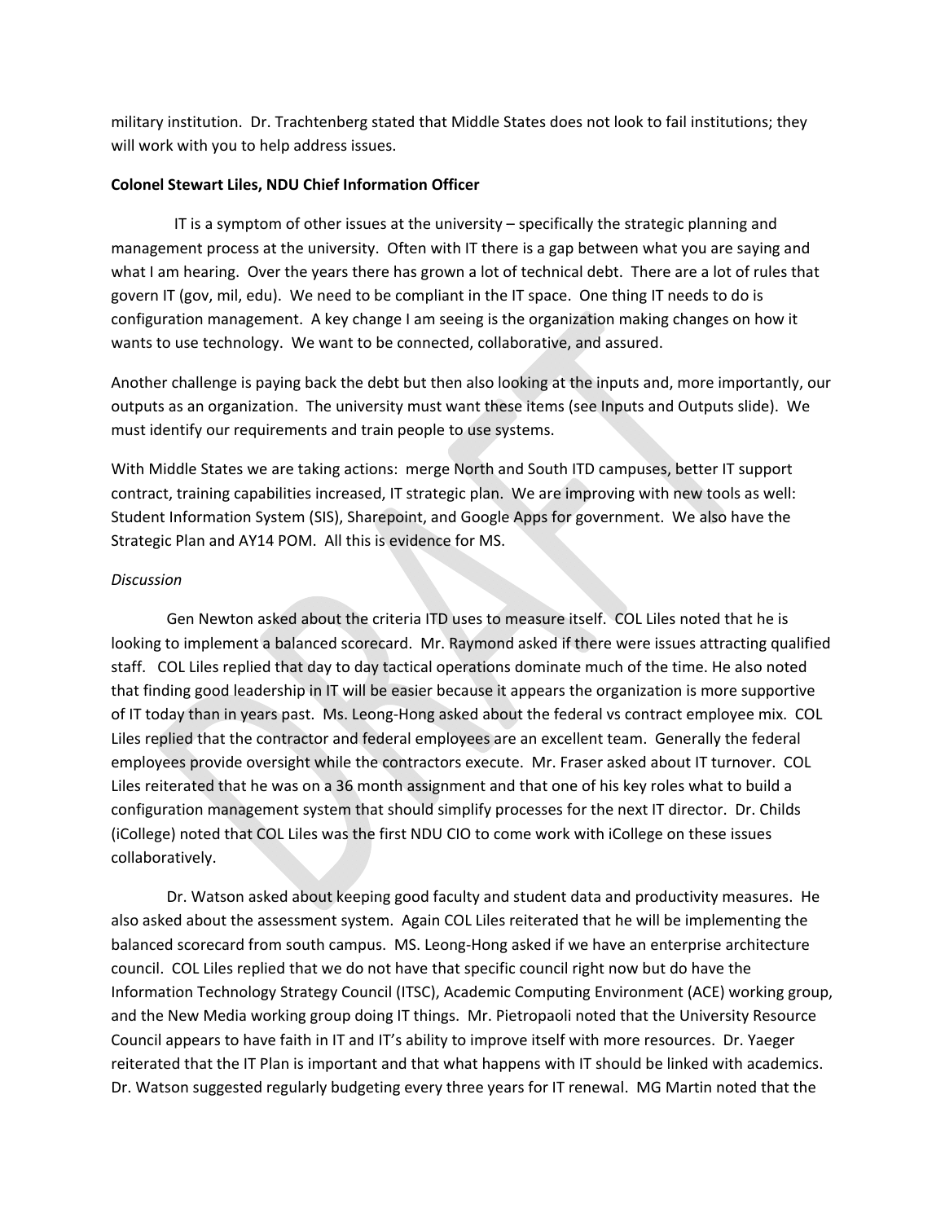military institution. Dr. Trachtenberg stated that Middle States does not look to fail institutions; they will work with you to help address issues.

**Colonel Stewart Liles, NDU Chief Information Officer**

IT is a symptom of other issues at the university – specifically the strategic planning and management process at the university. Often with IT there is a gap between what you are saying and what I am hearing. Over the years there has grown a lot of technical debt. There are a lot of rules that govern IT (gov, mil, edu). We need to be compliant in the IT space. One thing IT needs to do is configuration management. A key change I am seeing is the organization making changes on how it wants to use technology. We want to be connected, collaborative, and assured.

Another challenge is paying back the debt but then also looking at the inputs and, more importantly, our outputs as an organization. The university must want these items (see Inputs and Outputs slide). We must identify our requirements and train people to use systems.

With Middle States we are taking actions: merge North and South ITD campuses, better IT support contract, training capabilities increased, IT strategic plan. We are improving with new tools as well: Student Information System (SIS), Sharepoint, and Google Apps for government. We also have the Strategic Plan and AY14 POM. All this is evidence for MS.

*Discussion*

Gen Newton asked about the criteria ITD uses to measure itself. COL Liles noted that he is looking to implement a balanced scorecard. Mr. Raymond asked if there were issues attracting qualified staff. COL Liles replied that day to day tactical operations dominate much of the time. He also noted that finding good leadership in IT will be easier because it appears the organization is more supportive of IT today than in years past. Ms. Leong-Hong asked about the federal vs contract employee mix. COL Liles replied that the contractor and federal employees are an excellent team. Generally the federal employees provide oversight while the contractors execute. Mr. Fraser asked about IT turnover. COL Liles reiterated that he was on a 36 month assignment and that one of his key roles what to build a configuration management system that should simplify processes for the next IT director. Dr. Childs (iCollege) noted that COL Liles was the first NDU CIO to come work with iCollege on these issues collaboratively.

Dr. Watson asked about keeping good faculty and student data and productivity measures. He also asked about the assessment system. Again COL Liles reiterated that he will be implementing the balanced scorecard from south campus. MS. Leong-Hong asked if we have an enterprise architecture council. COL Liles replied that we do not have that specific council right now but do have the Information Technology Strategy Council (ITSC), Academic Computing Environment (ACE) working group, and the New Media working group doing IT things. Mr. Pietropaoli noted that the University Resource Council appears to have faith in IT and IT's ability to improve itself with more resources. Dr. Yaeger reiterated that the IT Plan is important and that what happens with IT should be linked with academics. Dr. Watson suggested regularly budgeting every three years for IT renewal. MG Martin noted that the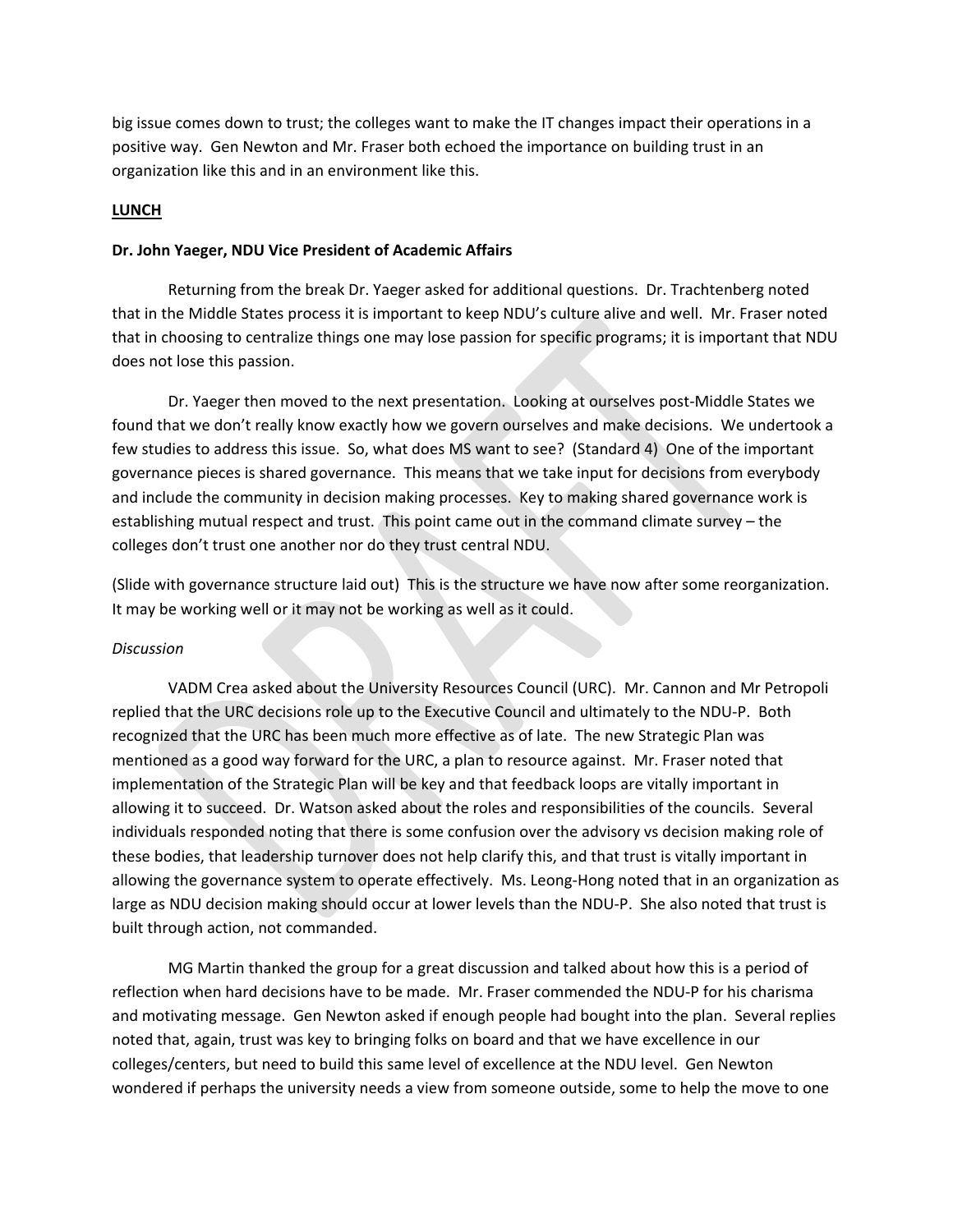big issue comes down to trust; the colleges want to make the IT changes impact their operations in a positive way. Gen Newton and Mr. Fraser both echoed the importance on building trust in an organization like this and in an environment like this.

**LUNCH**

**Dr. John Yaeger, NDU Vice President of Academic Affairs**

Returning from the break Dr. Yaeger asked for additional questions. Dr. Trachtenberg noted that in the Middle States process it is important to keep NDU's culture alive and well. Mr. Fraser noted that in choosing to centralize things one may lose passion for specific programs; it is important that NDU does not lose this passion.

Dr. Yaeger then moved to the next presentation. Looking at ourselves post-Middle States we found that we don't really know exactly how we govern ourselves and make decisions. We undertook a few studies to address this issue. So, what does MS want to see? (Standard 4) One of the important governance pieces is shared governance. This means that we take input for decisions from everybody and include the community in decision making processes. Key to making shared governance work is establishing mutual respect and trust. This point came out in the command climate survey – the colleges don't trust one another nor do they trust central NDU.

(Slide with governance structure laid out) This is the structure we have now after some reorganization. It may be working well or it may not be working as well as it could.

*Discussion*

VADM Crea asked about the University Resources Council (URC). Mr. Cannon and Mr Petropoli replied that the URC decisions role up to the Executive Council and ultimately to the NDU-P. Both recognized that the URC has been much more effective as of late. The new Strategic Plan was mentioned as a good way forward for the URC, a plan to resource against. Mr. Fraser noted that implementation of the Strategic Plan will be key and that feedback loops are vitally important in allowing it to succeed. Dr. Watson asked about the roles and responsibilities of the councils. Several individuals responded noting that there is some confusion over the advisory vs decision making role of these bodies, that leadership turnover does not help clarify this, and that trust is vitally important in allowing the governance system to operate effectively. Ms. Leong-Hong noted that in an organization as large as NDU decision making should occur at lower levels than the NDU-P. She also noted that trust is built through action, not commanded.

MG Martin thanked the group for a great discussion and talked about how this is a period of reflection when hard decisions have to be made. Mr. Fraser commended the NDU-P for his charisma and motivating message. Gen Newton asked if enough people had bought into the plan. Several replies noted that, again, trust was key to bringing folks on board and that we have excellence in our colleges/centers, but need to build this same level of excellence at the NDU level. Gen Newton wondered if perhaps the university needs a view from someone outside, some to help the move to one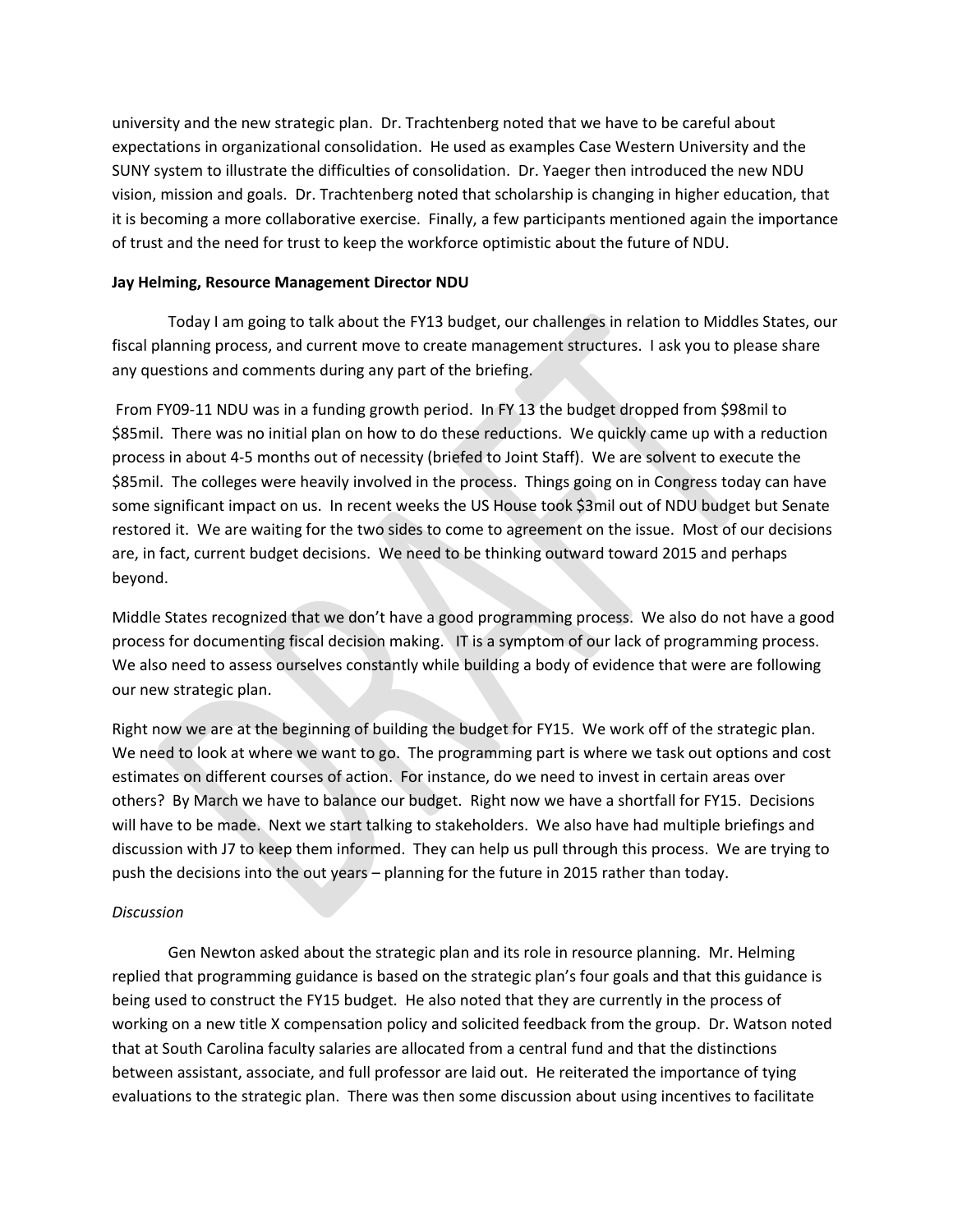university and the new strategic plan. Dr. Trachtenberg noted that we have to be careful about expectations in organizational consolidation. He used as examples Case Western University and the SUNY system to illustrate the difficulties of consolidation. Dr. Yaeger then introduced the new NDU vision, mission and goals. Dr. Trachtenberg noted that scholarship is changing in higher education, that it is becoming a more collaborative exercise. Finally, a few participants mentioned again the importance of trust and the need for trust to keep the workforce optimistic about the future of NDU.

**Jay Helming, Resource Management Director NDU**

Today I am going to talk about the FY13 budget, our challenges in relation to Middles States, our fiscal planning process, and current move to create management structures. I ask you to please share any questions and comments during any part of the briefing.

From FY09-11 NDU was in a funding growth period. In FY 13 the budget dropped from $98mil to $85mil. There was no initial plan on how to do these reductions. We quickly came up with a reduction process in about 4-5 months out of necessity (briefed to Joint Staff). We are solvent to execute the $85mil. The colleges were heavily involved in the process. Things going on in Congress today can have some significant impact on us. In recent weeks the US House took $3mil out of NDU budget but Senate restored it. We are waiting for the two sides to come to agreement on the issue. Most of our decisions are, in fact, current budget decisions. We need to be thinking outward toward 2015 and perhaps beyond.

Middle States recognized that we don't have a good programming process. We also do not have a good process for documenting fiscal decision making. IT is a symptom of our lack of programming process. We also need to assess ourselves constantly while building a body of evidence that were are following our new strategic plan.

Right now we are at the beginning of building the budget for FY15. We work off of the strategic plan. We need to look at where we want to go. The programming part is where we task out options and cost estimates on different courses of action. For instance, do we need to invest in certain areas over others? By March we have to balance our budget. Right now we have a shortfall for FY15. Decisions will have to be made. Next we start talking to stakeholders. We also have had multiple briefings and discussion with J7 to keep them informed. They can help us pull through this process. We are trying to push the decisions into the out years – planning for the future in 2015 rather than today.

*Discussion*

Gen Newton asked about the strategic plan and its role in resource planning. Mr. Helming replied that programming guidance is based on the strategic plan's four goals and that this guidance is being used to construct the FY15 budget. He also noted that they are currently in the process of working on a new title X compensation policy and solicited feedback from the group. Dr. Watson noted that at South Carolina faculty salaries are allocated from a central fund and that the distinctions between assistant, associate, and full professor are laid out. He reiterated the importance of tying evaluations to the strategic plan. There was then some discussion about using incentives to facilitate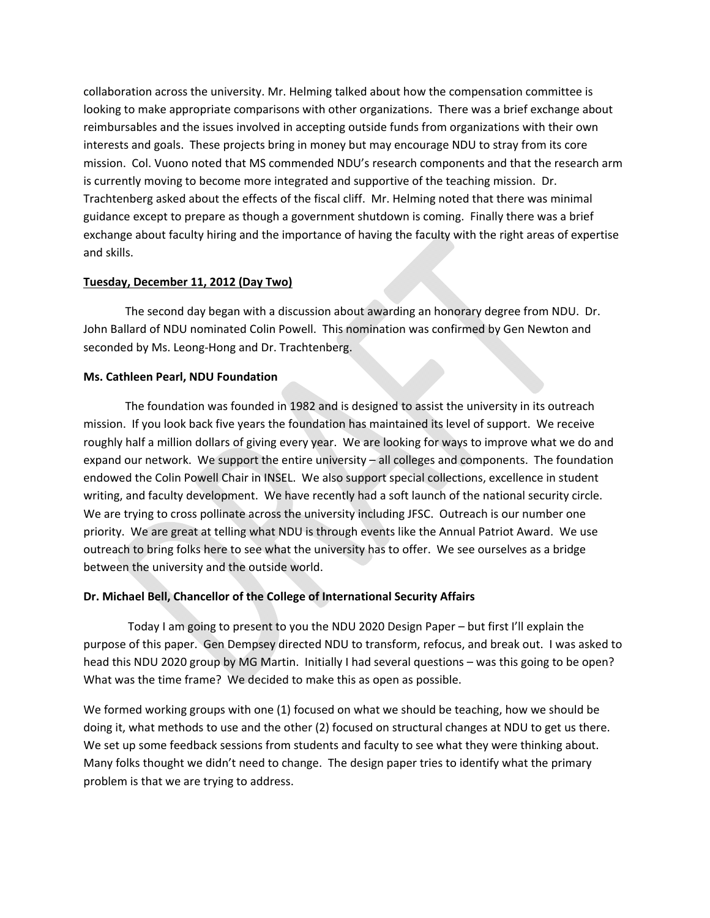collaboration across the university. Mr. Helming talked about how the compensation committee is looking to make appropriate comparisons with other organizations. There was a brief exchange about reimbursables and the issues involved in accepting outside funds from organizations with their own interests and goals. These projects bring in money but may encourage NDU to stray from its core mission. Col. Vuono noted that MS commended NDU's research components and that the research arm is currently moving to become more integrated and supportive of the teaching mission. Dr. Trachtenberg asked about the effects of the fiscal cliff. Mr. Helming noted that there was minimal guidance except to prepare as though a government shutdown is coming. Finally there was a brief exchange about faculty hiring and the importance of having the faculty with the right areas of expertise and skills.

**Tuesday, December 11, 2012 (Day Two)**

The second day began with a discussion about awarding an honorary degree from NDU. Dr. John Ballard of NDU nominated Colin Powell. This nomination was confirmed by Gen Newton and seconded by Ms. Leong-Hong and Dr. Trachtenberg.

**Ms. Cathleen Pearl, NDU Foundation**

The foundation was founded in 1982 and is designed to assist the university in its outreach mission. If you look back five years the foundation has maintained its level of support. We receive roughly half a million dollars of giving every year. We are looking for ways to improve what we do and expand our network. We support the entire university – all colleges and components. The foundation endowed the Colin Powell Chair in INSEL. We also support special collections, excellence in student writing, and faculty development. We have recently had a soft launch of the national security circle. We are trying to cross pollinate across the university including JFSC. Outreach is our number one priority. We are great at telling what NDU is through events like the Annual Patriot Award. We use outreach to bring folks here to see what the university has to offer. We see ourselves as a bridge between the university and the outside world.

**Dr. Michael Bell, Chancellor of the College of International Security Affairs**

Today I am going to present to you the NDU 2020 Design Paper – but first I'll explain the purpose of this paper. Gen Dempsey directed NDU to transform, refocus, and break out. I was asked to head this NDU 2020 group by MG Martin. Initially I had several questions – was this going to be open? What was the time frame? We decided to make this as open as possible.

We formed working groups with one (1) focused on what we should be teaching, how we should be doing it, what methods to use and the other (2) focused on structural changes at NDU to get us there. We set up some feedback sessions from students and faculty to see what they were thinking about. Many folks thought we didn't need to change. The design paper tries to identify what the primary problem is that we are trying to address.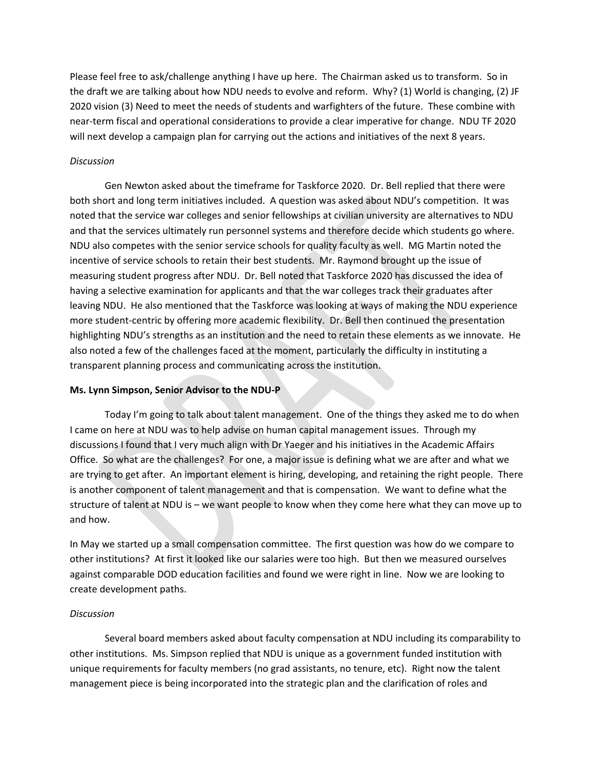Please feel free to ask/challenge anything I have up here. The Chairman asked us to transform. So in the draft we are talking about how NDU needs to evolve and reform. Why? (1) World is changing, (2) JF 2020 vision (3) Need to meet the needs of students and warfighters of the future. These combine with near-term fiscal and operational considerations to provide a clear imperative for change. NDU TF 2020 will next develop a campaign plan for carrying out the actions and initiatives of the next 8 years.

*Discussion*

Gen Newton asked about the timeframe for Taskforce 2020. Dr. Bell replied that there were both short and long term initiatives included. A question was asked about NDU's competition. It was noted that the service war colleges and senior fellowships at civilian university are alternatives to NDU and that the services ultimately run personnel systems and therefore decide which students go where. NDU also competes with the senior service schools for quality faculty as well. MG Martin noted the incentive of service schools to retain their best students. Mr. Raymond brought up the issue of measuring student progress after NDU. Dr. Bell noted that Taskforce 2020 has discussed the idea of having a selective examination for applicants and that the war colleges track their graduates after leaving NDU. He also mentioned that the Taskforce was looking at ways of making the NDU experience more student-centric by offering more academic flexibility. Dr. Bell then continued the presentation highlighting NDU's strengths as an institution and the need to retain these elements as we innovate. He also noted a few of the challenges faced at the moment, particularly the difficulty in instituting a transparent planning process and communicating across the institution.

**Ms. Lynn Simpson, Senior Advisor to the NDU-P**

Today I'm going to talk about talent management. One of the things they asked me to do when I came on here at NDU was to help advise on human capital management issues. Through my discussions I found that I very much align with Dr Yaeger and his initiatives in the Academic Affairs Office. So what are the challenges? For one, a major issue is defining what we are after and what we are trying to get after. An important element is hiring, developing, and retaining the right people. There is another component of talent management and that is compensation. We want to define what the structure of talent at NDU is – we want people to know when they come here what they can move up to and how.

In May we started up a small compensation committee. The first question was how do we compare to other institutions? At first it looked like our salaries were too high. But then we measured ourselves against comparable DOD education facilities and found we were right in line. Now we are looking to create development paths.

*Discussion*

Several board members asked about faculty compensation at NDU including its comparability to other institutions. Ms. Simpson replied that NDU is unique as a government funded institution with unique requirements for faculty members (no grad assistants, no tenure, etc). Right now the talent management piece is being incorporated into the strategic plan and the clarification of roles and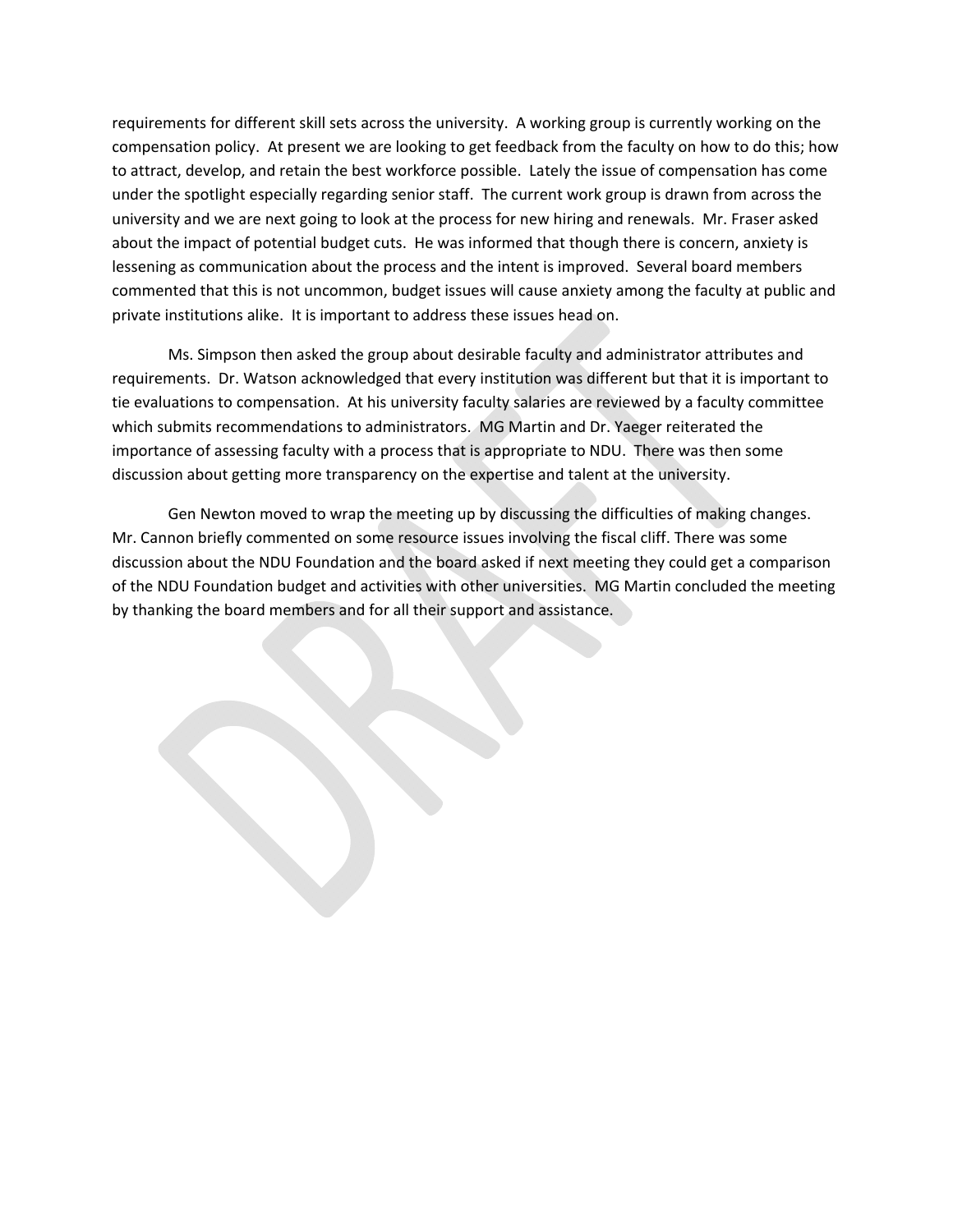requirements for different skill sets across the university. A working group is currently working on the compensation policy. At present we are looking to get feedback from the faculty on how to do this; how to attract, develop, and retain the best workforce possible. Lately the issue of compensation has come under the spotlight especially regarding senior staff. The current work group is drawn from across the university and we are next going to look at the process for new hiring and renewals. Mr. Fraser asked about the impact of potential budget cuts. He was informed that though there is concern, anxiety is lessening as communication about the process and the intent is improved. Several board members commented that this is not uncommon, budget issues will cause anxiety among the faculty at public and private institutions alike. It is important to address these issues head on.

Ms. Simpson then asked the group about desirable faculty and administrator attributes and requirements. Dr. Watson acknowledged that every institution was different but that it is important to tie evaluations to compensation. At his university faculty salaries are reviewed by a faculty committee which submits recommendations to administrators. MG Martin and Dr. Yaeger reiterated the importance of assessing faculty with a process that is appropriate to NDU. There was then some discussion about getting more transparency on the expertise and talent at the university.

Gen Newton moved to wrap the meeting up by discussing the difficulties of making changes. Mr. Cannon briefly commented on some resource issues involving the fiscal cliff. There was some discussion about the NDU Foundation and the board asked if next meeting they could get a comparison of the NDU Foundation budget and activities with other universities. MG Martin concluded the meeting by thanking the board members and for all their support and assistance.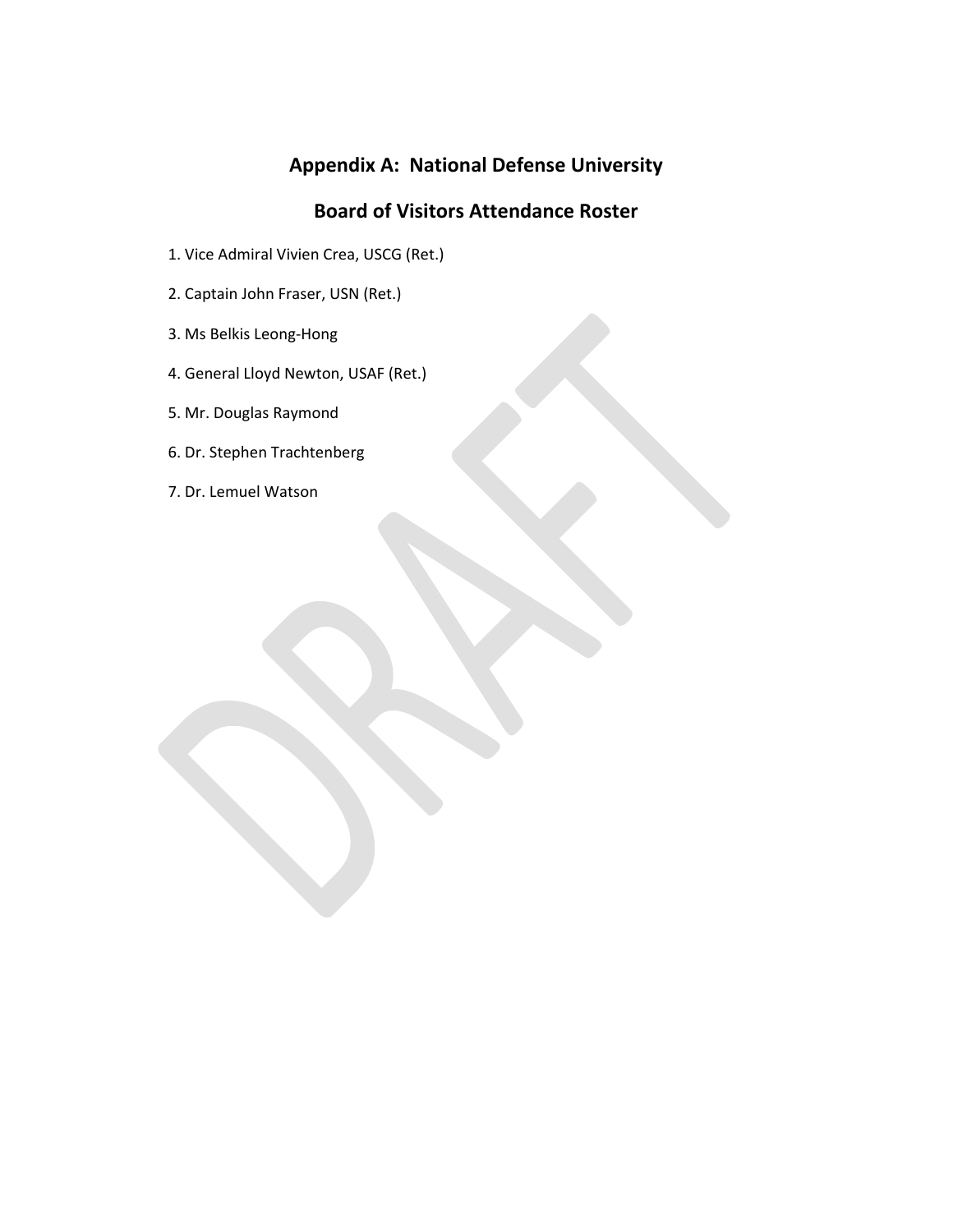## Appendix A: National Defense University

## Board of Visitors Attendance Roster

1. Vice Admiral Vivien Crea, USCG (Ret.)
2. Captain John Fraser, USN (Ret.)
3. Ms Belkis Leong-Hong
4. General Lloyd Newton, USAF (Ret.)
5. Mr. Douglas Raymond
6. Dr. Stephen Trachtenberg
7. Dr. Lemuel Watson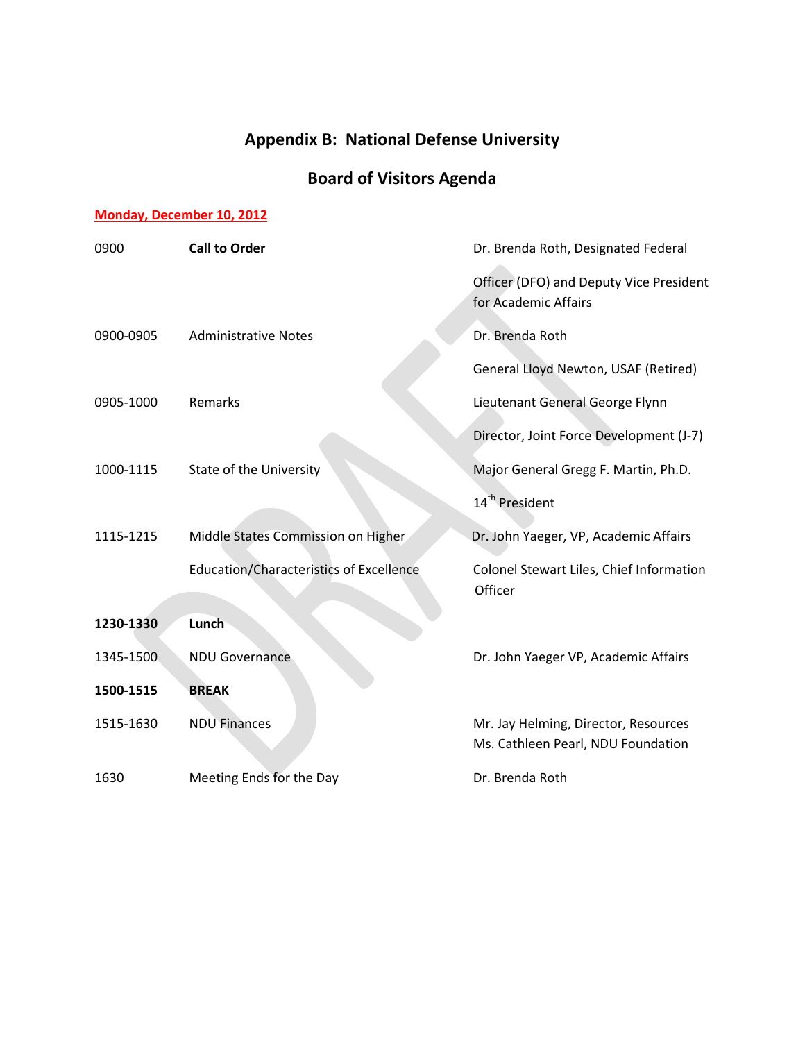# Appendix B: National Defense University

## Board of Visitors Agenda

**Monday, December 10, 2012**

| | | |
|---|---|---|
| 0900 | **Call to Order** | Dr. Brenda Roth, Designated Federal Officer (DFO) and Deputy Vice President for Academic Affairs |
| 0900-0905 | Administrative Notes | Dr. Brenda Roth<br>General Lloyd Newton, USAF (Retired) |
| 0905-1000 | Remarks | Lieutenant General George Flynn<br>Director, Joint Force Development (J-7) |
| 1000-1115 | State of the University | Major General Gregg F. Martin, Ph.D.<br>14th President |
| 1115-1215 | Middle States Commission on Higher Education/Characteristics of Excellence | Dr. John Yaeger, VP, Academic Affairs<br>Colonel Stewart Liles, Chief Information Officer |
| **1230-1330** | **Lunch** | |
| 1345-1500 | NDU Governance | Dr. John Yaeger VP, Academic Affairs |
| **1500-1515** | **BREAK** | |
| 1515-1630 | NDU Finances | Mr. Jay Helming, Director, Resources<br>Ms. Cathleen Pearl, NDU Foundation |
| 1630 | Meeting Ends for the Day | Dr. Brenda Roth |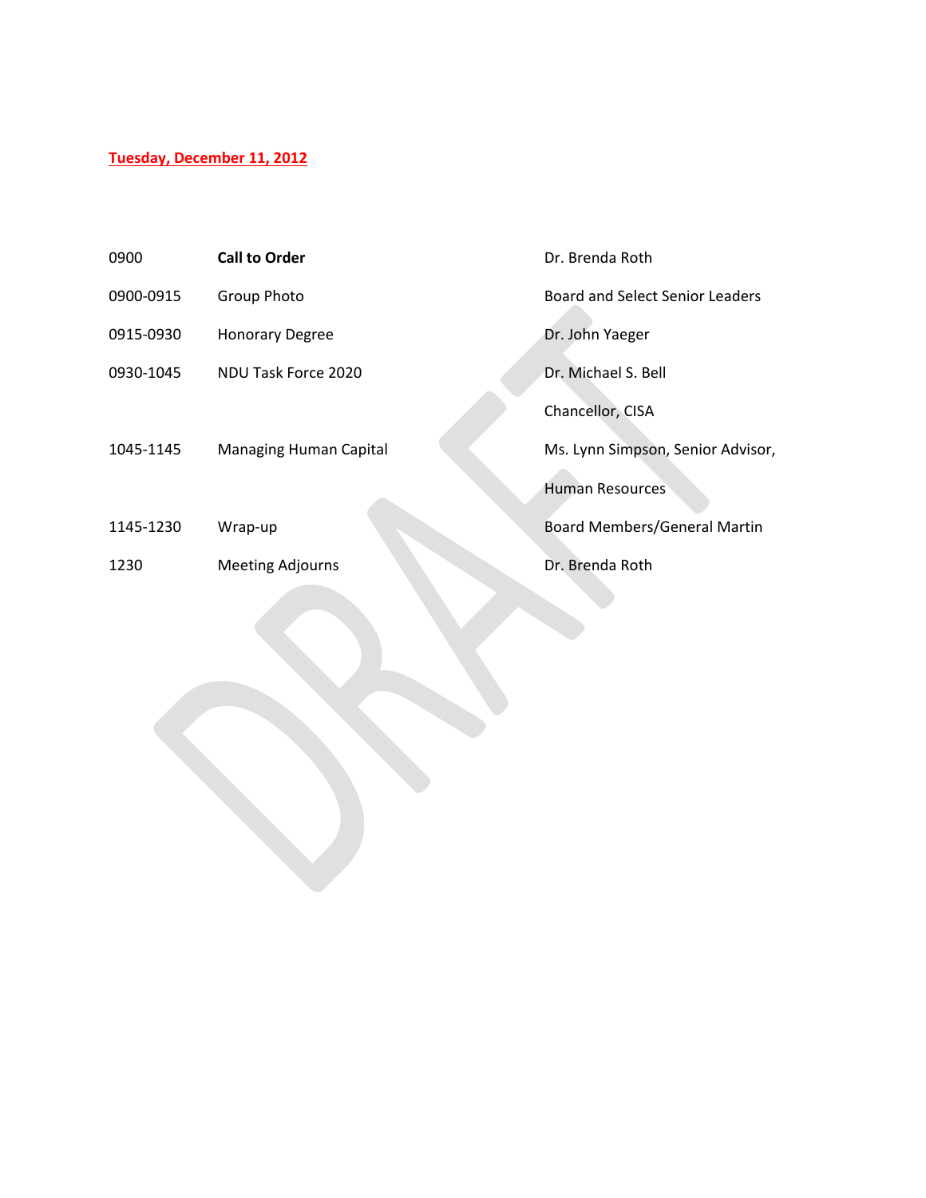**Tuesday, December 11, 2012**

| | | |
|---|---|---|
| 0900 | **Call to Order** | Dr. Brenda Roth |
| 0900-0915 | Group Photo | Board and Select Senior Leaders |
| 0915-0930 | Honorary Degree | Dr. John Yaeger |
| 0930-1045 | NDU Task Force 2020 | Dr. Michael S. Bell<br>Chancellor, CISA |
| 1045-1145 | Managing Human Capital | Ms. Lynn Simpson, Senior Advisor,<br>Human Resources |
| 1145-1230 | Wrap-up | Board Members/General Martin |
| 1230 | Meeting Adjourns | Dr. Brenda Roth |

DRAFT